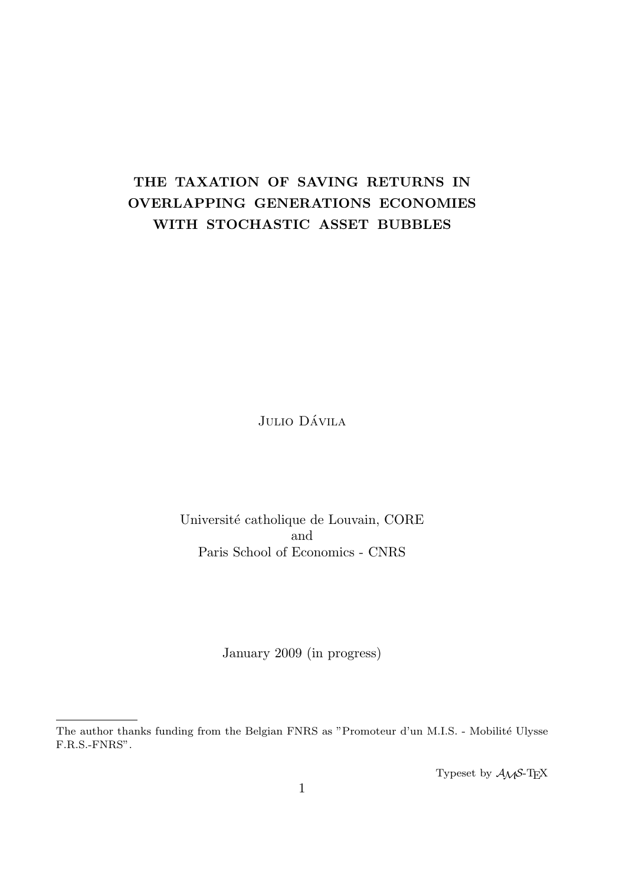# THE TAXATION OF SAVING RETURNS IN OVERLAPPING GENERATIONS ECONOMIES WITH STOCHASTIC ASSET BUBBLES

Julio Dávila

Université catholique de Louvain, CORE
and
Paris School of Economics - CNRS

January 2009 (in progress)

---

The author thanks funding from the Belgian FNRS as "Promoteur d'un M.I.S. - Mobilité Ulysse F.R.S.-FNRS".

Typeset by $\mathcal{AMS}$-TEX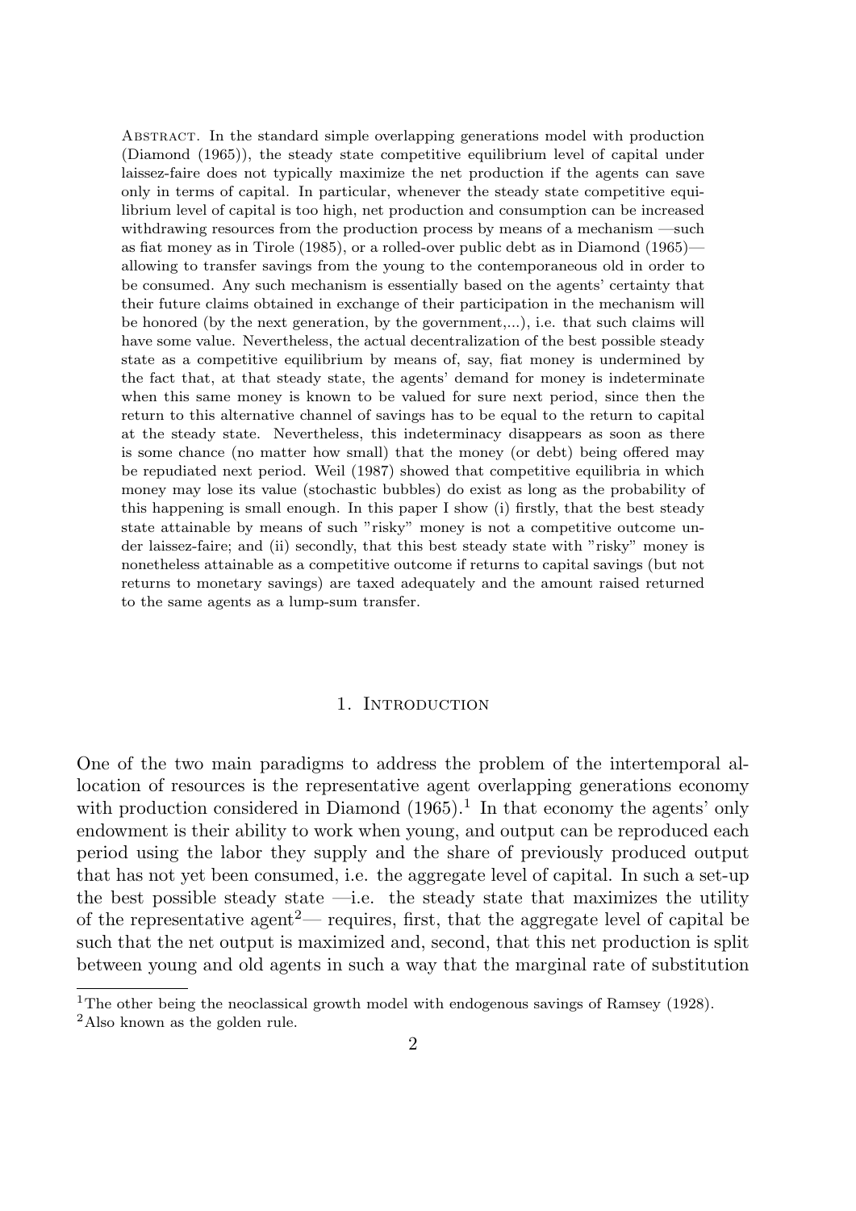**Abstract.** In the standard simple overlapping generations model with production (Diamond (1965)), the steady state competitive equilibrium level of capital under laissez-faire does not typically maximize the net production if the agents can save only in terms of capital. In particular, whenever the steady state competitive equilibrium level of capital is too high, net production and consumption can be increased withdrawing resources from the production process by means of a mechanism —such as fiat money as in Tirole (1985), or a rolled-over public debt as in Diamond (1965)— allowing to transfer savings from the young to the contemporaneous old in order to be consumed. Any such mechanism is essentially based on the agents' certainty that their future claims obtained in exchange of their participation in the mechanism will be honored (by the next generation, by the government,...), i.e. that such claims will have some value. Nevertheless, the actual decentralization of the best possible steady state as a competitive equilibrium by means of, say, fiat money is undermined by the fact that, at that steady state, the agents' demand for money is indeterminate when this same money is known to be valued for sure next period, since then the return to this alternative channel of savings has to be equal to the return to capital at the steady state. Nevertheless, this indeterminacy disappears as soon as there is some chance (no matter how small) that the money (or debt) being offered may be repudiated next period. Weil (1987) showed that competitive equilibria in which money may lose its value (stochastic bubbles) do exist as long as the probability of this happening is small enough. In this paper I show (i) firstly, that the best steady state attainable by means of such "risky" money is not a competitive outcome under laissez-faire; and (ii) secondly, that this best steady state with "risky" money is nonetheless attainable as a competitive outcome if returns to capital savings (but not returns to monetary savings) are taxed adequately and the amount raised returned to the same agents as a lump-sum transfer.

## 1. Introduction

One of the two main paradigms to address the problem of the intertemporal allocation of resources is the representative agent overlapping generations economy with production considered in Diamond (1965).[1] In that economy the agents' only endowment is their ability to work when young, and output can be reproduced each period using the labor they supply and the share of previously produced output that has not yet been consumed, i.e. the aggregate level of capital. In such a set-up the best possible steady state —i.e. the steady state that maximizes the utility of the representative agent[2]— requires, first, that the aggregate level of capital be such that the net output is maximized and, second, that this net production is split between young and old agents in such a way that the marginal rate of substitution

[1] The other being the neoclassical growth model with endogenous savings of Ramsey (1928).

[2] Also known as the golden rule.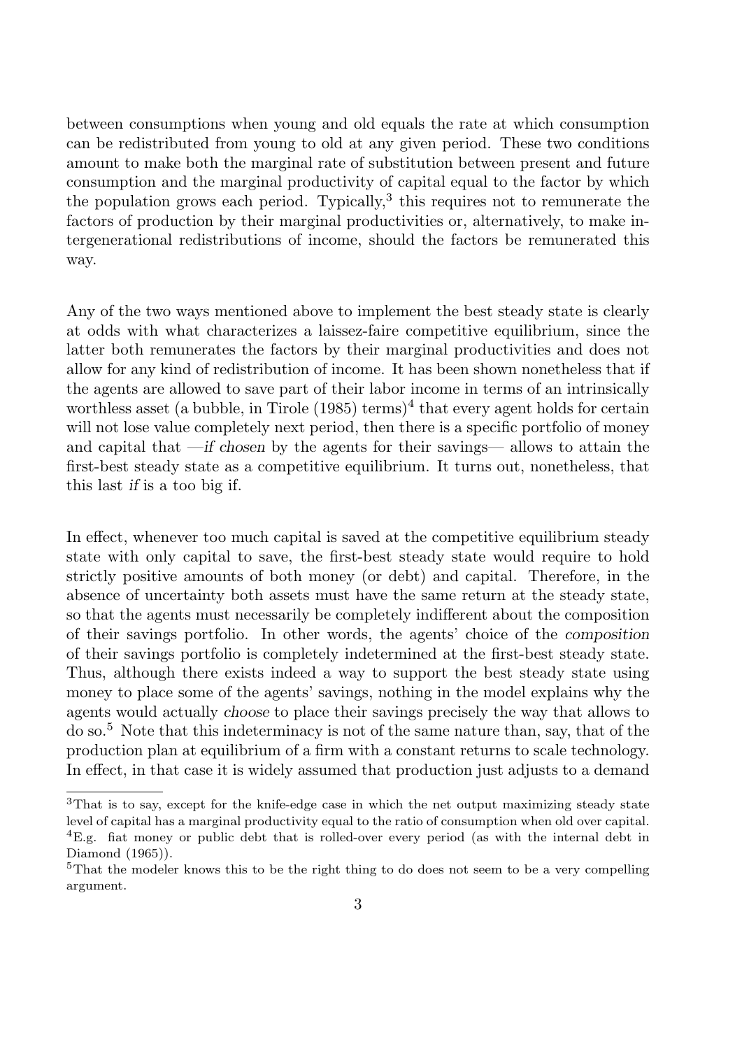between consumptions when young and old equals the rate at which consumption can be redistributed from young to old at any given period. These two conditions amount to make both the marginal rate of substitution between present and future consumption and the marginal productivity of capital equal to the factor by which the population grows each period. Typically,[3] this requires not to remunerate the factors of production by their marginal productivities or, alternatively, to make intergenerational redistributions of income, should the factors be remunerated this way.

Any of the two ways mentioned above to implement the best steady state is clearly at odds with what characterizes a laissez-faire competitive equilibrium, since the latter both remunerates the factors by their marginal productivities and does not allow for any kind of redistribution of income. It has been shown nonetheless that if the agents are allowed to save part of their labor income in terms of an intrinsically worthless asset (a bubble, in Tirole (1985) terms)[4] that every agent holds for certain will not lose value completely next period, then there is a specific portfolio of money and capital that —*if chosen* by the agents for their savings— allows to attain the first-best steady state as a competitive equilibrium. It turns out, nonetheless, that this last *if* is a too big if.

In effect, whenever too much capital is saved at the competitive equilibrium steady state with only capital to save, the first-best steady state would require to hold strictly positive amounts of both money (or debt) and capital. Therefore, in the absence of uncertainty both assets must have the same return at the steady state, so that the agents must necessarily be completely indifferent about the composition of their savings portfolio. In other words, the agents' choice of the *composition* of their savings portfolio is completely indetermined at the first-best steady state. Thus, although there exists indeed a way to support the best steady state using money to place some of the agents' savings, nothing in the model explains why the agents would actually *choose* to place their savings precisely the way that allows to do so.[5] Note that this indeterminacy is not of the same nature than, say, that of the production plan at equilibrium of a firm with a constant returns to scale technology. In effect, in that case it is widely assumed that production just adjusts to a demand

[3]That is to say, except for the knife-edge case in which the net output maximizing steady state level of capital has a marginal productivity equal to the ratio of consumption when old over capital.

[4]E.g. fiat money or public debt that is rolled-over every period (as with the internal debt in Diamond (1965)).

[5]That the modeler knows this to be the right thing to do does not seem to be a very compelling argument.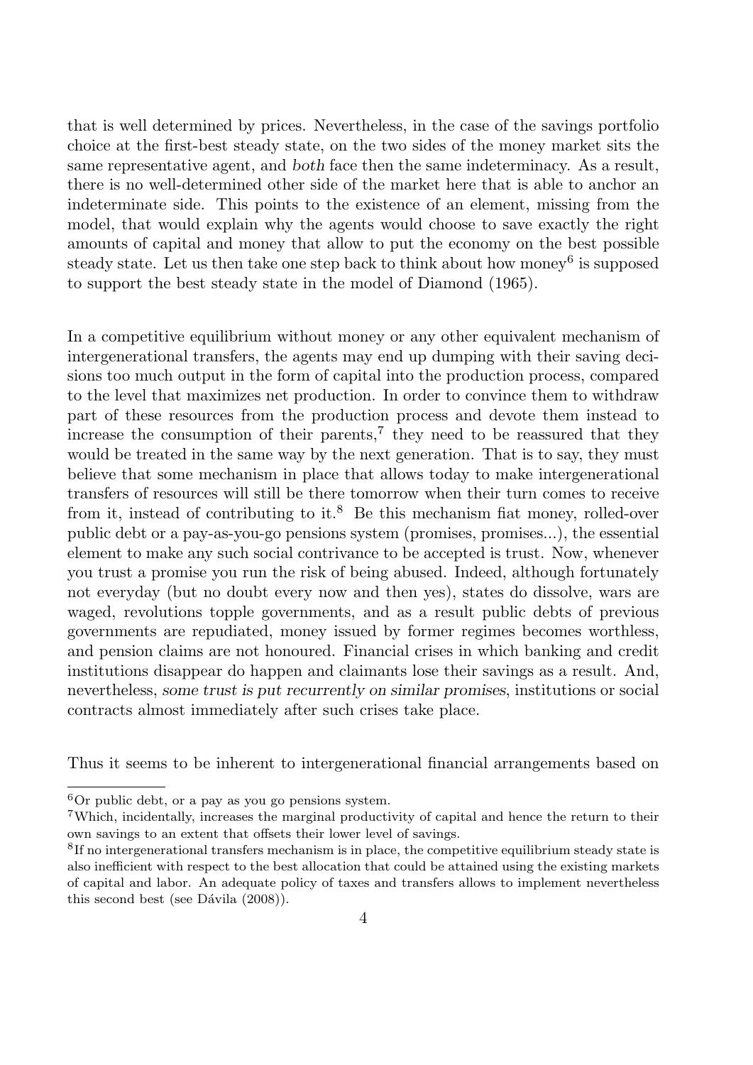that is well determined by prices. Nevertheless, in the case of the savings portfolio choice at the first-best steady state, on the two sides of the money market sits the same representative agent, and *both* face then the same indeterminacy. As a result, there is no well-determined other side of the market here that is able to anchor an indeterminate side. This points to the existence of an element, missing from the model, that would explain why the agents would choose to save exactly the right amounts of capital and money that allow to put the economy on the best possible steady state. Let us then take one step back to think about how money[6] is supposed to support the best steady state in the model of Diamond (1965).

In a competitive equilibrium without money or any other equivalent mechanism of intergenerational transfers, the agents may end up dumping with their saving decisions too much output in the form of capital into the production process, compared to the level that maximizes net production. In order to convince them to withdraw part of these resources from the production process and devote them instead to increase the consumption of their parents,[7] they need to be reassured that they would be treated in the same way by the next generation. That is to say, they must believe that some mechanism in place that allows today to make intergenerational transfers of resources will still be there tomorrow when their turn comes to receive from it, instead of contributing to it.[8] Be this mechanism fiat money, rolled-over public debt or a pay-as-you-go pensions system (promises, promises...), the essential element to make any such social contrivance to be accepted is trust. Now, whenever you trust a promise you run the risk of being abused. Indeed, although fortunately not everyday (but no doubt every now and then yes), states do dissolve, wars are waged, revolutions topple governments, and as a result public debts of previous governments are repudiated, money issued by former regimes becomes worthless, and pension claims are not honoured. Financial crises in which banking and credit institutions disappear do happen and claimants lose their savings as a result. And, nevertheless, *some trust is put recurrently on similar promises*, institutions or social contracts almost immediately after such crises take place.

Thus it seems to be inherent to intergenerational financial arrangements based on

[6] Or public debt, or a pay as you go pensions system.

[7] Which, incidentally, increases the marginal productivity of capital and hence the return to their own savings to an extent that offsets their lower level of savings.

[8] If no intergenerational transfers mechanism is in place, the competitive equilibrium steady state is also inefficient with respect to the best allocation that could be attained using the existing markets of capital and labor. An adequate policy of taxes and transfers allows to implement nevertheless this second best (see Dávila (2008)).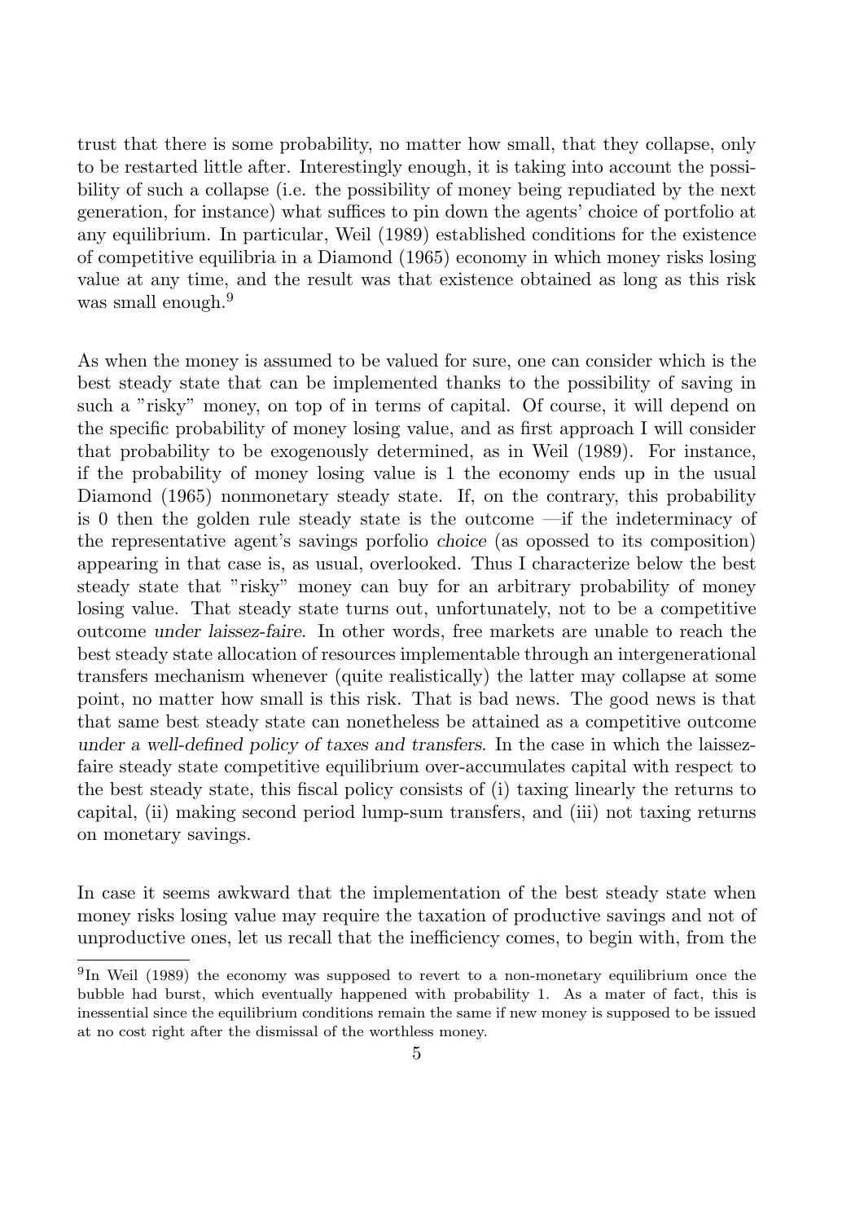trust that there is some probability, no matter how small, that they collapse, only to be restarted little after. Interestingly enough, it is taking into account the possibility of such a collapse (i.e. the possibility of money being repudiated by the next generation, for instance) what suffices to pin down the agents' choice of portfolio at any equilibrium. In particular, Weil (1989) established conditions for the existence of competitive equilibria in a Diamond (1965) economy in which money risks losing value at any time, and the result was that existence obtained as long as this risk was small enough.[9]

As when the money is assumed to be valued for sure, one can consider which is the best steady state that can be implemented thanks to the possibility of saving in such a "risky" money, on top of in terms of capital. Of course, it will depend on the specific probability of money losing value, and as first approach I will consider that probability to be exogenously determined, as in Weil (1989). For instance, if the probability of money losing value is 1 the economy ends up in the usual Diamond (1965) nonmonetary steady state. If, on the contrary, this probability is 0 then the golden rule steady state is the outcome —if the indeterminacy of the representative agent's savings porfolio *choice* (as opossed to its composition) appearing in that case is, as usual, overlooked. Thus I characterize below the best steady state that "risky" money can buy for an arbitrary probability of money losing value. That steady state turns out, unfortunately, not to be a competitive outcome *under laissez-faire*. In other words, free markets are unable to reach the best steady state allocation of resources implementable through an intergenerational transfers mechanism whenever (quite realistically) the latter may collapse at some point, no matter how small is this risk. That is bad news. The good news is that that same best steady state can nonetheless be attained as a competitive outcome *under a well-defined policy of taxes and transfers*. In the case in which the laissez-faire steady state competitive equilibrium over-accumulates capital with respect to the best steady state, this fiscal policy consists of (i) taxing linearly the returns to capital, (ii) making second period lump-sum transfers, and (iii) not taxing returns on monetary savings.

In case it seems awkward that the implementation of the best steady state when money risks losing value may require the taxation of productive savings and not of unproductive ones, let us recall that the inefficiency comes, to begin with, from the

[9] In Weil (1989) the economy was supposed to revert to a non-monetary equilibrium once the bubble had burst, which eventually happened with probability 1. As a mater of fact, this is inessential since the equilibrium conditions remain the same if new money is supposed to be issued at no cost right after the dismissal of the worthless money.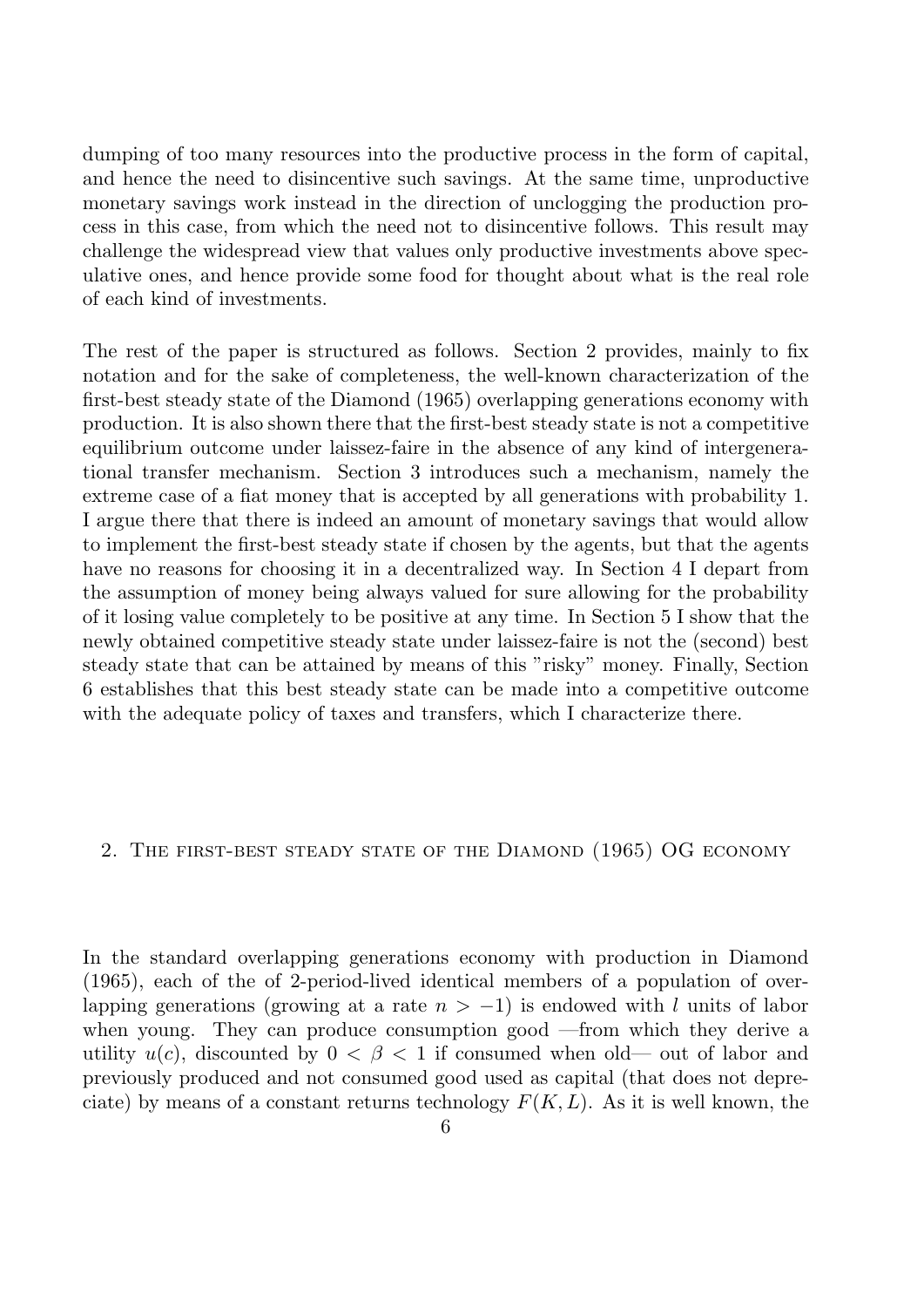dumping of too many resources into the productive process in the form of capital, and hence the need to disincentive such savings. At the same time, unproductive monetary savings work instead in the direction of unclogging the production process in this case, from which the need not to disincentive follows. This result may challenge the widespread view that values only productive investments above speculative ones, and hence provide some food for thought about what is the real role of each kind of investments.

The rest of the paper is structured as follows. Section 2 provides, mainly to fix notation and for the sake of completeness, the well-known characterization of the first-best steady state of the Diamond (1965) overlapping generations economy with production. It is also shown there that the first-best steady state is not a competitive equilibrium outcome under laissez-faire in the absence of any kind of intergenerational transfer mechanism. Section 3 introduces such a mechanism, namely the extreme case of a fiat money that is accepted by all generations with probability 1. I argue there that there is indeed an amount of monetary savings that would allow to implement the first-best steady state if chosen by the agents, but that the agents have no reasons for choosing it in a decentralized way. In Section 4 I depart from the assumption of money being always valued for sure allowing for the probability of it losing value completely to be positive at any time. In Section 5 I show that the newly obtained competitive steady state under laissez-faire is not the (second) best steady state that can be attained by means of this "risky" money. Finally, Section 6 establishes that this best steady state can be made into a competitive outcome with the adequate policy of taxes and transfers, which I characterize there.

## 2. The first-best steady state of the Diamond (1965) OG economy

In the standard overlapping generations economy with production in Diamond (1965), each of the of 2-period-lived identical members of a population of overlapping generations (growing at a rate $n > -1$) is endowed with $l$ units of labor when young. They can produce consumption good —from which they derive a utility $u(c)$, discounted by $0 < \beta < 1$ if consumed when old— out of labor and previously produced and not consumed good used as capital (that does not depreciate) by means of a constant returns technology $F(K, L)$. As it is well known, the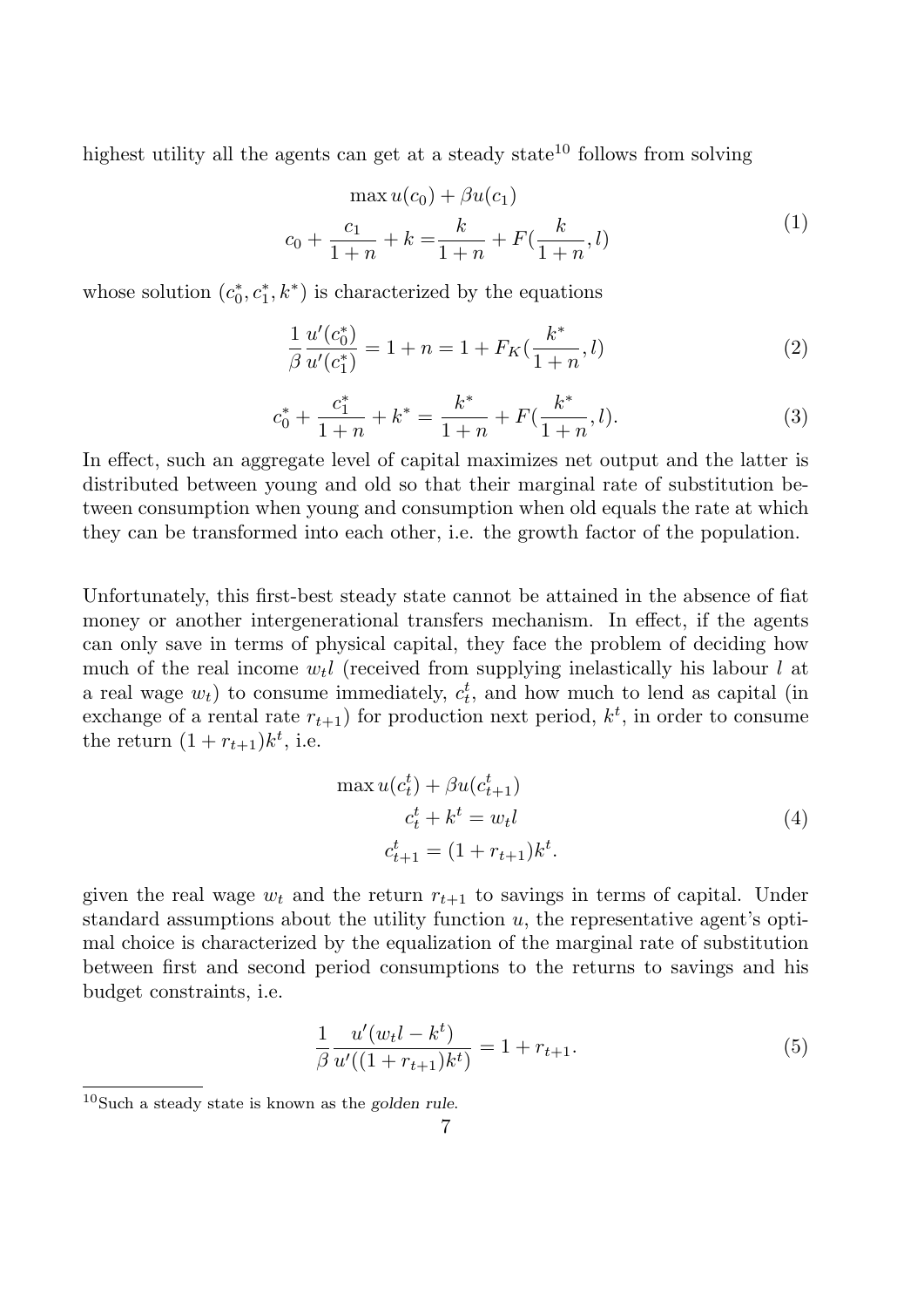highest utility all the agents can get at a steady state[10] follows from solving

$$\begin{aligned} &\max u(c_0) + \beta u(c_1) \\ c_0 + \frac{c_1}{1+n} + k =& \frac{k}{1+n} + F(\frac{k}{1+n}, l) \end{aligned} \tag{1}$$

whose solution $(c_0^*, c_1^*, k^*)$ is characterized by the equations

$$\frac{1}{\beta}\frac{u'(c_0^*)}{u'(c_1^*)} = 1 + n = 1 + F_K(\frac{k^*}{1+n}, l) \tag{2}$$

$$c_0^* + \frac{c_1^*}{1+n} + k^* = \frac{k^*}{1+n} + F(\frac{k^*}{1+n}, l). \tag{3}$$

In effect, such an aggregate level of capital maximizes net output and the latter is distributed between young and old so that their marginal rate of substitution between consumption when young and consumption when old equals the rate at which they can be transformed into each other, i.e. the growth factor of the population.

Unfortunately, this first-best steady state cannot be attained in the absence of fiat money or another intergenerational transfers mechanism. In effect, if the agents can only save in terms of physical capital, they face the problem of deciding how much of the real income $w_t l$ (received from supplying inelastically his labour $l$ at a real wage $w_t$) to consume immediately, $c_t^t$, and how much to lend as capital (in exchange of a rental rate $r_{t+1}$) for production next period, $k^t$, in order to consume the return $(1 + r_{t+1})k^t$, i.e.

$$\begin{aligned} \max u(c_t^t) &+ \beta u(c_{t+1}^t) \\ c_t^t + k^t &= w_t l \\ c_{t+1}^t &= (1 + r_{t+1})k^t. \end{aligned} \tag{4}$$

given the real wage $w_t$ and the return $r_{t+1}$ to savings in terms of capital. Under standard assumptions about the utility function $u$, the representative agent's optimal choice is characterized by the equalization of the marginal rate of substitution between first and second period consumptions to the returns to savings and his budget constraints, i.e.

$$\frac{1}{\beta}\frac{u'(w_t l - k^t)}{u'((1 + r_{t+1})k^t)} = 1 + r_{t+1}. \tag{5}$$

[10] Such a steady state is known as the *golden rule*.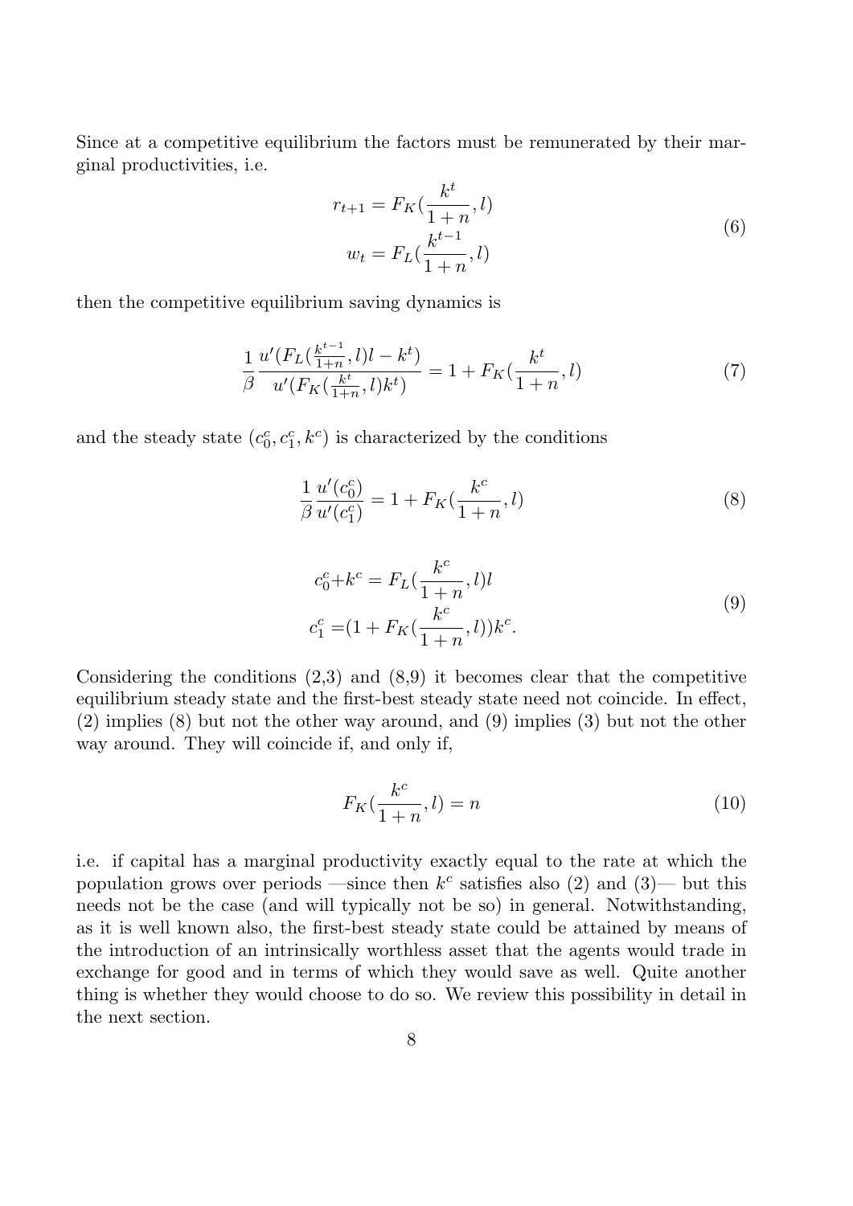Since at a competitive equilibrium the factors must be remunerated by their marginal productivities, i.e.

$$
\begin{aligned}
r_{t+1} &= F_K(\frac{k^t}{1+n}, l) \\
w_t &= F_L(\frac{k^{t-1}}{1+n}, l)
\end{aligned}
\tag{6}
$$

then the competitive equilibrium saving dynamics is

$$
\frac{1}{\beta} \frac{u'(F_L(\frac{k^{t-1}}{1+n}, l)l - k^t)}{u'(F_K(\frac{k^t}{1+n}, l)k^t)} = 1 + F_K(\frac{k^t}{1+n}, l) \tag{7}
$$

and the steady state $(c_0^c, c_1^c, k^c)$ is characterized by the conditions

$$
\frac{1}{\beta} \frac{u'(c_0^c)}{u'(c_1^c)} = 1 + F_K(\frac{k^c}{1+n}, l) \tag{8}
$$

$$
\begin{aligned}
c_0^c + k^c &= F_L(\frac{k^c}{1+n}, l)l \\
c_1^c &= (1 + F_K(\frac{k^c}{1+n}, l))k^c.
\end{aligned}
\tag{9}
$$

Considering the conditions (2,3) and (8,9) it becomes clear that the competitive equilibrium steady state and the first-best steady state need not coincide. In effect, (2) implies (8) but not the other way around, and (9) implies (3) but not the other way around. They will coincide if, and only if,

$$
F_K(\frac{k^c}{1+n}, l) = n \tag{10}
$$

i.e. if capital has a marginal productivity exactly equal to the rate at which the population grows over periods —since then $k^c$ satisfies also (2) and (3)— but this needs not be the case (and will typically not be so) in general. Notwithstanding, as it is well known also, the first-best steady state could be attained by means of the introduction of an intrinsically worthless asset that the agents would trade in exchange for good and in terms of which they would save as well. Quite another thing is whether they would choose to do so. We review this possibility in detail in the next section.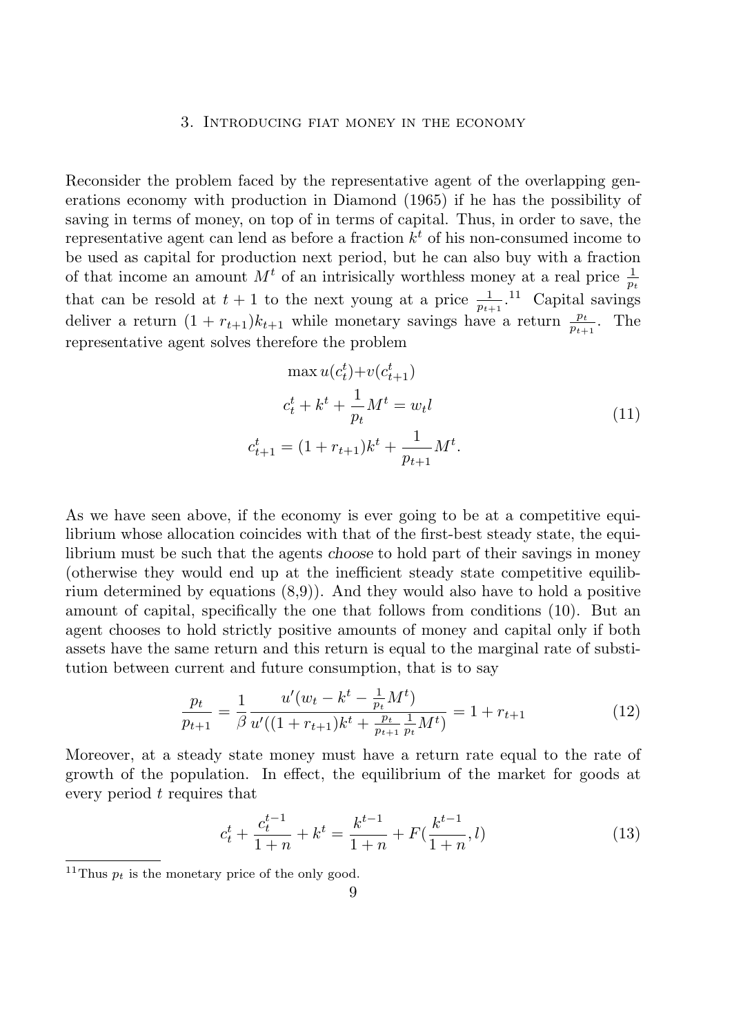## 3. Introducing fiat money in the economy

Reconsider the problem faced by the representative agent of the overlapping generations economy with production in Diamond (1965) if he has the possibility of saving in terms of money, on top of in terms of capital. Thus, in order to save, the representative agent can lend as before a fraction $k^t$ of his non-consumed income to be used as capital for production next period, but he can also buy with a fraction of that income an amount $M^t$ of an intrisically worthless money at a real price $\frac{1}{p_t}$ that can be resold at $t+1$ to the next young at a price $\frac{1}{p_{t+1}}$.[11] Capital savings deliver a return $(1+r_{t+1})k_{t+1}$ while monetary savings have a return $\frac{p_t}{p_{t+1}}$. The representative agent solves therefore the problem

$$
\begin{aligned}
\max u(c_t^t) &+ v(c_{t+1}^t) \\
c_t^t + k^t + \frac{1}{p_t}M^t &= w_t l \\
c_{t+1}^t = (1+r_{t+1})k^t &+ \frac{1}{p_{t+1}}M^t.
\end{aligned}
\tag{11}
$$

As we have seen above, if the economy is ever going to be at a competitive equilibrium whose allocation coincides with that of the first-best steady state, the equilibrium must be such that the agents *choose* to hold part of their savings in money (otherwise they would end up at the inefficient steady state competitive equilibrium determined by equations (8,9)). And they would also have to hold a positive amount of capital, specifically the one that follows from conditions (10). But an agent chooses to hold strictly positive amounts of money and capital only if both assets have the same return and this return is equal to the marginal rate of substitution between current and future consumption, that is to say

$$
\frac{p_t}{p_{t+1}} = \frac{1}{\beta} \frac{u'(w_t - k^t - \frac{1}{p_t}M^t)}{u'((1+r_{t+1})k^t + \frac{p_t}{p_{t+1}}\frac{1}{p_t}M^t)} = 1 + r_{t+1} \tag{12}
$$

Moreover, at a steady state money must have a return rate equal to the rate of growth of the population. In effect, the equilibrium of the market for goods at every period $t$ requires that

$$
c_t^t + \frac{c_t^{t-1}}{1+n} + k^t = \frac{k^{t-1}}{1+n} + F(\frac{k^{t-1}}{1+n}, l) \tag{13}
$$

[11] Thus $p_t$ is the monetary price of the only good.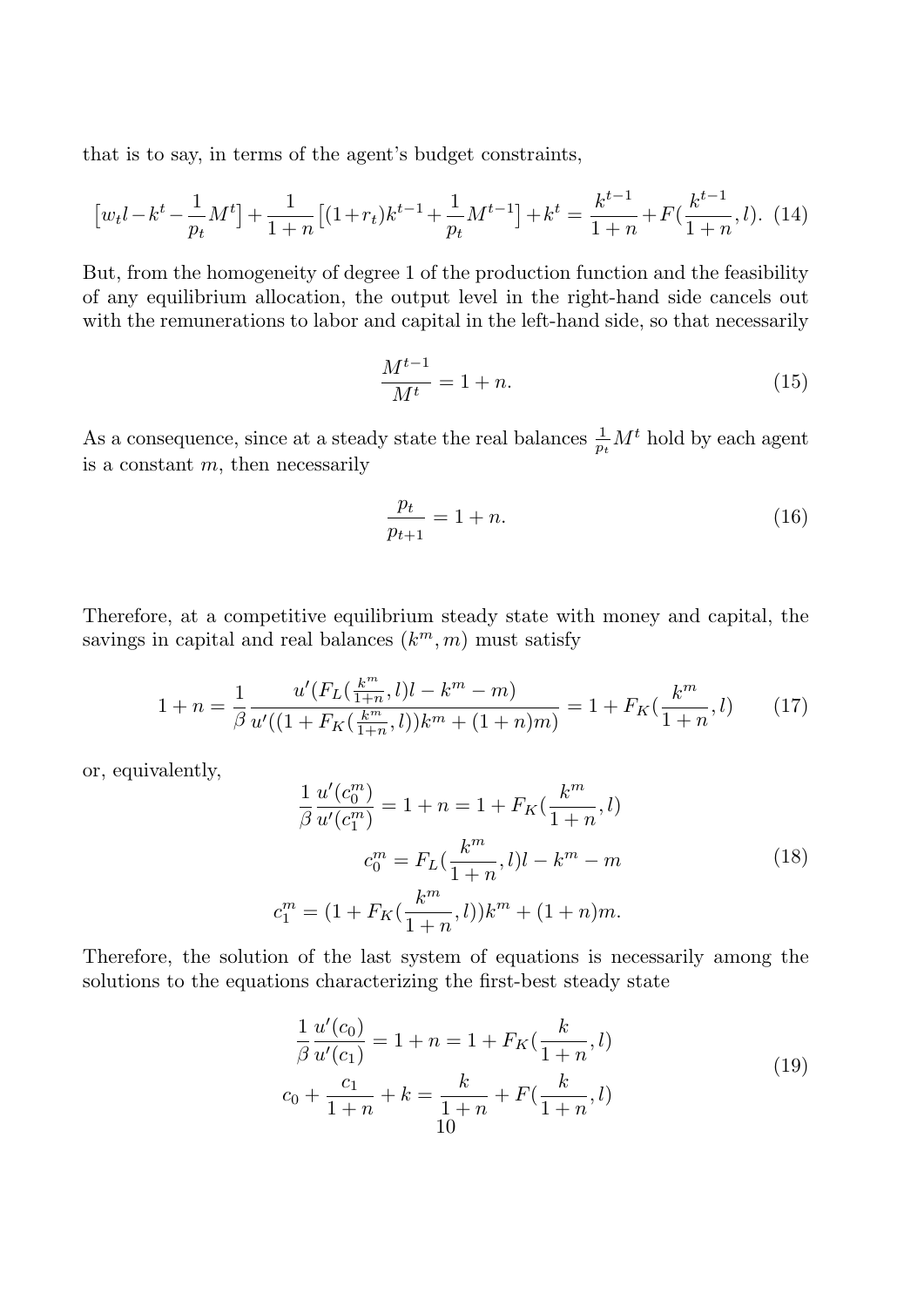that is to say, in terms of the agent's budget constraints,

$$\left[w_t l - k^t - \frac{1}{p_t} M^t\right] + \frac{1}{1+n}\left[(1+r_t)k^{t-1} + \frac{1}{p_t} M^{t-1}\right] + k^t = \frac{k^{t-1}}{1+n} + F\left(\frac{k^{t-1}}{1+n}, l\right). \tag{14}$$

But, from the homogeneity of degree 1 of the production function and the feasibility of any equilibrium allocation, the output level in the right-hand side cancels out with the remunerations to labor and capital in the left-hand side, so that necessarily

$$\frac{M^{t-1}}{M^t} = 1+n. \tag{15}$$

As a consequence, since at a steady state the real balances $\frac{1}{p_t} M^t$ hold by each agent is a constant $m$, then necessarily

$$\frac{p_t}{p_{t+1}} = 1+n. \tag{16}$$

Therefore, at a competitive equilibrium steady state with money and capital, the savings in capital and real balances $(k^m, m)$ must satisfy

$$1+n = \frac{1}{\beta} \frac{u'(F_L(\frac{k^m}{1+n}, l)l - k^m - m)}{u'((1+F_K(\frac{k^m}{1+n}, l))k^m + (1+n)m)} = 1 + F_K\left(\frac{k^m}{1+n}, l\right) \tag{17}$$

or, equivalently,

$$\begin{aligned} \frac{1}{\beta} \frac{u'(c_0^m)}{u'(c_1^m)} &= 1+n = 1 + F_K\left(\frac{k^m}{1+n}, l\right) \\ c_0^m &= F_L\left(\frac{k^m}{1+n}, l\right)l - k^m - m \\ c_1^m &= \left(1 + F_K\left(\frac{k^m}{1+n}, l\right)\right)k^m + (1+n)m. \end{aligned} \tag{18}$$

Therefore, the solution of the last system of equations is necessarily among the solutions to the equations characterizing the first-best steady state

$$\begin{aligned} \frac{1}{\beta} \frac{u'(c_0)}{u'(c_1)} &= 1+n = 1 + F_K\left(\frac{k}{1+n}, l\right) \\ c_0 + \frac{c_1}{1+n} + k &= \frac{k}{1+n} + F\left(\frac{k}{1+n}, l\right) \end{aligned} \tag{19}$$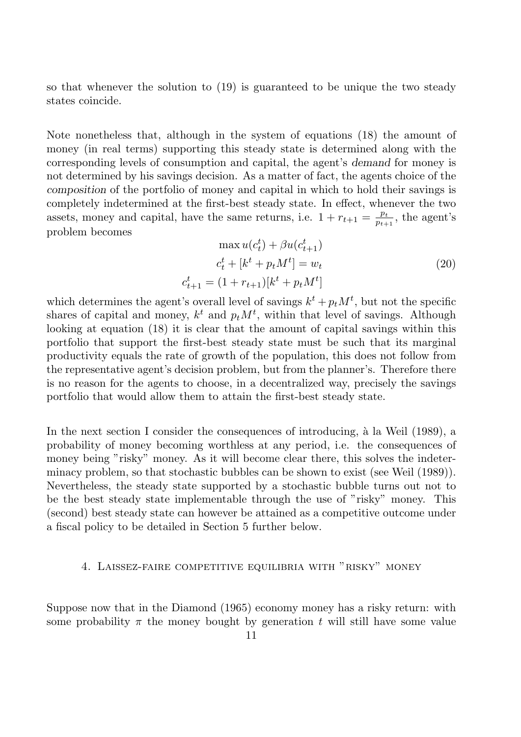so that whenever the solution to (19) is guaranteed to be unique the two steady states coincide.

Note nonetheless that, although in the system of equations (18) the amount of money (in real terms) supporting this steady state is determined along with the corresponding levels of consumption and capital, the agent's *demand* for money is not determined by his savings decision. As a matter of fact, the agents choice of the *composition* of the portfolio of money and capital in which to hold their savings is completely indetermined at the first-best steady state. In effect, whenever the two assets, money and capital, have the same returns, i.e. $1 + r_{t+1} = \frac{p_t}{p_{t+1}}$, the agent's problem becomes

$$\begin{aligned} \max u(c_t^t) + \beta u(c_{t+1}^t) \\ c_t^t + [k^t + p_t M^t] = w_t \\ c_{t+1}^t = (1 + r_{t+1})[k^t + p_t M^t] \end{aligned} \tag{20}$$

which determines the agent's overall level of savings $k^t + p_t M^t$, but not the specific shares of capital and money, $k^t$ and $p_t M^t$, within that level of savings. Although looking at equation (18) it is clear that the amount of capital savings within this portfolio that support the first-best steady state must be such that its marginal productivity equals the rate of growth of the population, this does not follow from the representative agent's decision problem, but from the planner's. Therefore there is no reason for the agents to choose, in a decentralized way, precisely the savings portfolio that would allow them to attain the first-best steady state.

In the next section I consider the consequences of introducing, à la Weil (1989), a probability of money becoming worthless at any period, i.e. the consequences of money being "risky" money. As it will become clear there, this solves the indeterminacy problem, so that stochastic bubbles can be shown to exist (see Weil (1989)). Nevertheless, the steady state supported by a stochastic bubble turns out not to be the best steady state implementable through the use of "risky" money. This (second) best steady state can however be attained as a competitive outcome under a fiscal policy to be detailed in Section 5 further below.

## 4. Laissez-faire competitive equilibria with "risky" money

Suppose now that in the Diamond (1965) economy money has a risky return: with some probability $\pi$ the money bought by generation $t$ will still have some value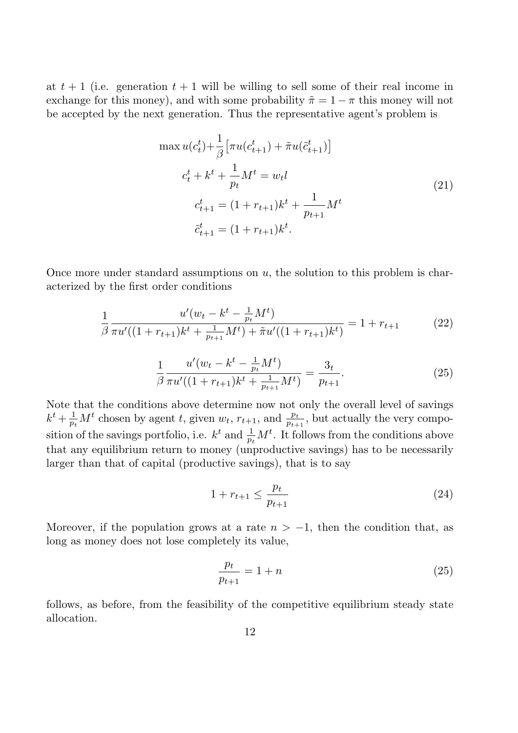at $t + 1$ (i.e. generation $t + 1$ will be willing to sell some of their real income in exchange for this money), and with some probability $\tilde{\pi} = 1 - \pi$ this money will not be accepted by the next generation. Thus the representative agent's problem is

$$\begin{aligned} \max u(c_t^t) + &\frac{1}{\beta}\left[\pi u(c_{t+1}^t) + \tilde{\pi} u(\tilde{c}_{t+1}^t)\right] \\ c_t^t + k^t + &\frac{1}{p_t} M^t = w_t l \\ c_{t+1}^t &= (1 + r_{t+1})k^t + \frac{1}{p_{t+1}} M^t \\ \tilde{c}_{t+1}^t &= (1 + r_{t+1})k^t. \end{aligned} \tag{21}$$

Once more under standard assumptions on $u$, the solution to this problem is characterized by the first order conditions

$$\frac{1}{\beta} \frac{u'(w_t - k^t - \frac{1}{p_t} M^t)}{\pi u'((1 + r_{t+1})k^t + \frac{1}{p_{t+1}} M^t) + \tilde{\pi} u'((1 + r_{t+1})k^t)} = 1 + r_{t+1} \tag{22}$$

$$\frac{1}{\beta} \frac{u'(w_t - k^t - \frac{1}{p_t} M^t)}{\pi u'((1 + r_{t+1})k^t + \frac{1}{p_{t+1}} M^t)} = \frac{3_t}{p_{t+1}}. \tag{25}$$

Note that the conditions above determine now not only the overall level of savings $k^t + \frac{1}{p_t} M^t$ chosen by agent $t$, given $w_t$, $r_{t+1}$, and $\frac{p_t}{p_{t+1}}$, but actually the very composition of the savings portfolio, i.e. $k^t$ and $\frac{1}{p_t} M^t$. It follows from the conditions above that any equilibrium return to money (unproductive savings) has to be necessarily larger than that of capital (productive savings), that is to say

$$1 + r_{t+1} \leq \frac{p_t}{p_{t+1}} \tag{24}$$

Moreover, if the population grows at a rate $n > -1$, then the condition that, as long as money does not lose completely its value,

$$\frac{p_t}{p_{t+1}} = 1 + n \tag{25}$$

follows, as before, from the feasibility of the competitive equilibrium steady state allocation.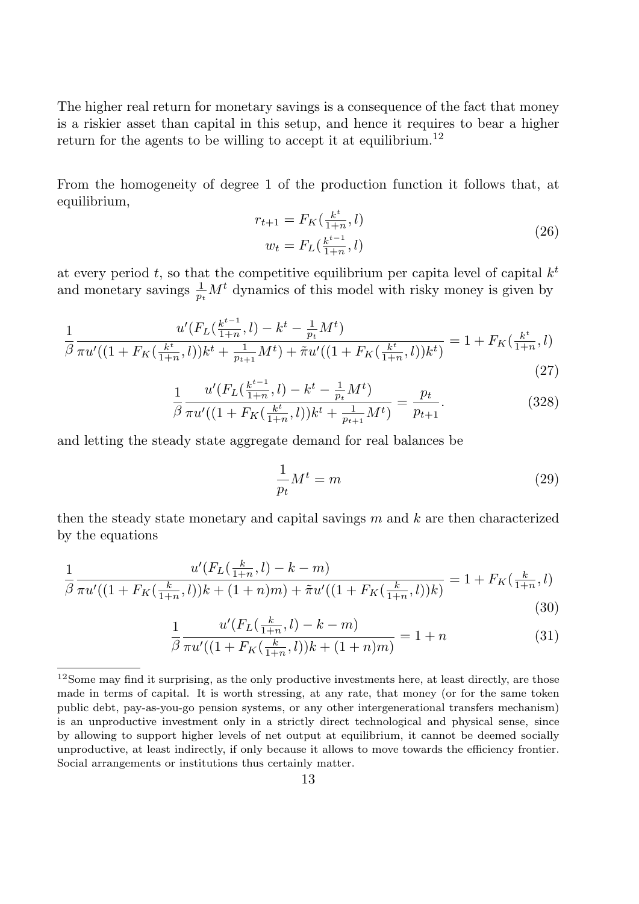The higher real return for monetary savings is a consequence of the fact that money is a riskier asset than capital in this setup, and hence it requires to bear a higher return for the agents to be willing to accept it at equilibrium.[12]

From the homogeneity of degree 1 of the production function it follows that, at equilibrium,

$$\begin{aligned} r_{t+1} &= F_K(\tfrac{k^t}{1+n}, l) \\ w_t &= F_L(\tfrac{k^{t-1}}{1+n}, l) \end{aligned} \tag{26}$$

at every period $t$, so that the competitive equilibrium per capita level of capital $k^t$ and monetary savings $\frac{1}{p_t}M^t$ dynamics of this model with risky money is given by

$$\frac{1}{\beta}\frac{u'(F_L(\frac{k^{t-1}}{1+n}, l) - k^t - \frac{1}{p_t}M^t)}{\pi u'((1 + F_K(\frac{k^t}{1+n}, l))k^t + \frac{1}{p_{t+1}}M^t) + \tilde{\pi} u'((1 + F_K(\frac{k^t}{1+n}, l))k^t)} = 1 + F_K(\tfrac{k^t}{1+n}, l) \tag{27}$$

$$\frac{1}{\beta}\frac{u'(F_L(\frac{k^{t-1}}{1+n}, l) - k^t - \frac{1}{p_t}M^t)}{\pi u'((1 + F_K(\frac{k^t}{1+n}, l))k^t + \frac{1}{p_{t+1}}M^t)} = \frac{p_t}{p_{t+1}}. \tag{328}$$

and letting the steady state aggregate demand for real balances be

$$\frac{1}{p_t}M^t = m \tag{29}$$

then the steady state monetary and capital savings $m$ and $k$ are then characterized by the equations

$$\frac{1}{\beta}\frac{u'(F_L(\frac{k}{1+n}, l) - k - m)}{\pi u'((1 + F_K(\frac{k}{1+n}, l))k + (1+n)m) + \tilde{\pi} u'((1 + F_K(\frac{k}{1+n}, l))k)} = 1 + F_K(\tfrac{k}{1+n}, l) \tag{30}$$

$$\frac{1}{\beta}\frac{u'(F_L(\frac{k}{1+n}, l) - k - m)}{\pi u'((1 + F_K(\frac{k}{1+n}, l))k + (1+n)m)} = 1 + n \tag{31}$$

[12]Some may find it surprising, as the only productive investments here, at least directly, are those made in terms of capital. It is worth stressing, at any rate, that money (or for the same token public debt, pay-as-you-go pension systems, or any other intergenerational transfers mechanism) is an unproductive investment only in a strictly direct technological and physical sense, since by allowing to support higher levels of net output at equilibrium, it cannot be deemed socially unproductive, at least indirectly, if only because it allows to move towards the efficiency frontier. Social arrangements or institutions thus certainly matter.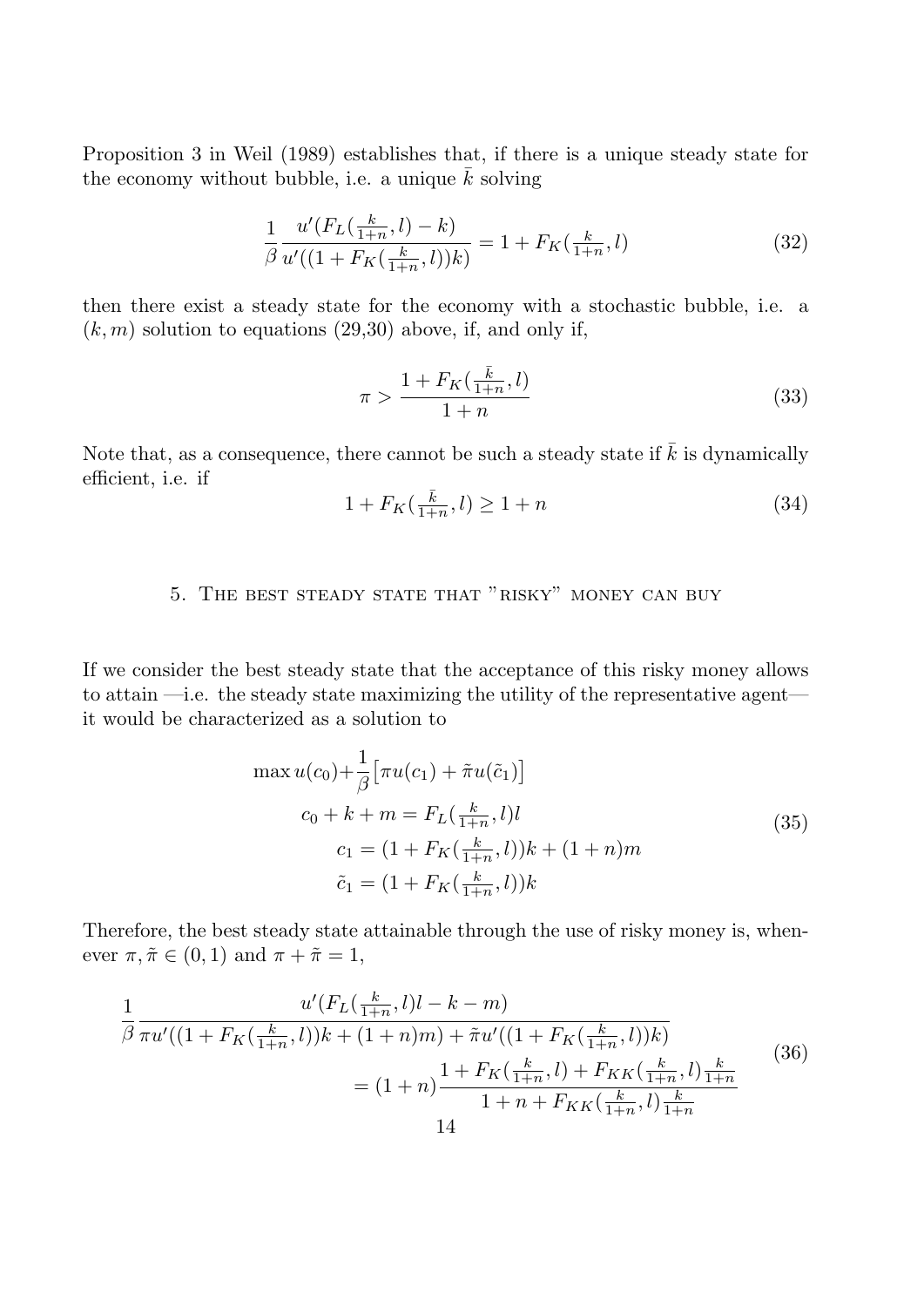Proposition 3 in Weil (1989) establishes that, if there is a unique steady state for the economy without bubble, i.e. a unique $\bar{k}$ solving

$$\frac{1}{\beta}\frac{u'(F_L(\frac{k}{1+n},l)-k)}{u'((1+F_K(\frac{k}{1+n},l))k)} = 1+F_K(\tfrac{k}{1+n},l) \tag{32}$$

then there exist a steady state for the economy with a stochastic bubble, i.e. a $(k,m)$ solution to equations (29,30) above, if, and only if,

$$\pi > \frac{1+F_K(\frac{\bar{k}}{1+n},l)}{1+n} \tag{33}$$

Note that, as a consequence, there cannot be such a steady state if $\bar{k}$ is dynamically efficient, i.e. if

$$1+F_K(\tfrac{\bar{k}}{1+n},l) \geq 1+n \tag{34}$$

## 5. The best steady state that "risky" money can buy

If we consider the best steady state that the acceptance of this risky money allows to attain —i.e. the steady state maximizing the utility of the representative agent— it would be characterized as a solution to

$$\begin{aligned}
\max u(c_0) + &\frac{1}{\beta}\big[\pi u(c_1) + \tilde{\pi} u(\tilde{c}_1)\big] \\
c_0 + k + m &= F_L(\tfrac{k}{1+n},l)l \\
c_1 &= (1+F_K(\tfrac{k}{1+n},l))k + (1+n)m \\
\tilde{c}_1 &= (1+F_K(\tfrac{k}{1+n},l))k
\end{aligned} \tag{35}$$

Therefore, the best steady state attainable through the use of risky money is, whenever $\pi, \tilde{\pi} \in (0,1)$ and $\pi + \tilde{\pi} = 1$,

$$\begin{aligned}
\frac{1}{\beta}&\frac{u'(F_L(\frac{k}{1+n},l)l-k-m)}{\pi u'((1+F_K(\frac{k}{1+n},l))k+(1+n)m)+\tilde{\pi}u'((1+F_K(\frac{k}{1+n},l))k)} \\
&= (1+n)\frac{1+F_K(\frac{k}{1+n},l)+F_{KK}(\frac{k}{1+n},l)\frac{k}{1+n}}{1+n+F_{KK}(\frac{k}{1+n},l)\frac{k}{1+n}}
\end{aligned} \tag{36}$$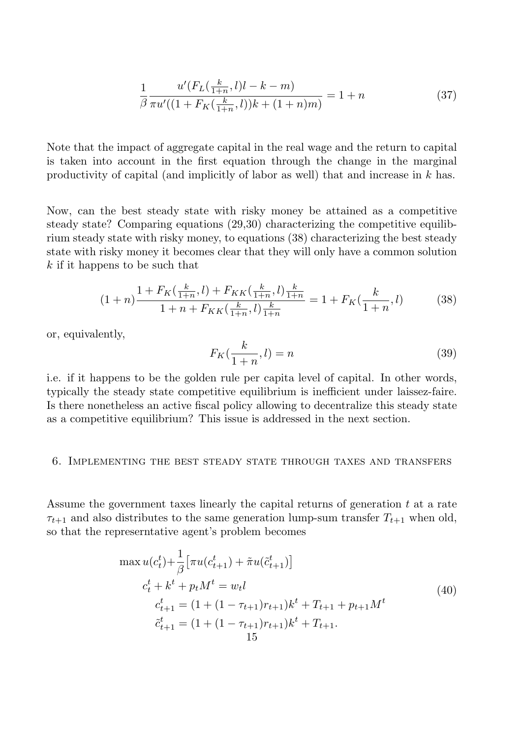$$\frac{1}{\beta}\frac{u'(F_L(\frac{k}{1+n},l)l-k-m)}{\pi u'((1+F_K(\frac{k}{1+n},l))k+(1+n)m)}=1+n \tag{37}$$

Note that the impact of aggregate capital in the real wage and the return to capital is taken into account in the first equation through the change in the marginal productivity of capital (and implicitly of labor as well) that and increase in $k$ has.

Now, can the best steady state with risky money be attained as a competitive steady state? Comparing equations (29,30) characterizing the competitive equilibrium steady state with risky money, to equations (38) characterizing the best steady state with risky money it becomes clear that they will only have a common solution $k$ if it happens to be such that

$$(1+n)\frac{1+F_K(\frac{k}{1+n},l)+F_{KK}(\frac{k}{1+n},l)\frac{k}{1+n}}{1+n+F_{KK}(\frac{k}{1+n},l)\frac{k}{1+n}}=1+F_K(\frac{k}{1+n},l) \tag{38}$$

or, equivalently,

$$F_K(\frac{k}{1+n},l)=n \tag{39}$$

i.e. if it happens to be the golden rule per capita level of capital. In other words, typically the steady state competitive equilibrium is inefficient under laissez-faire. Is there nonetheless an active fiscal policy allowing to decentralize this steady state as a competitive equilibrium? This issue is addressed in the next section.

## 6. Implementing the best steady state through taxes and transfers

Assume the government taxes linearly the capital returns of generation $t$ at a rate $\tau_{t+1}$ and also distributes to the same generation lump-sum transfer $T_{t+1}$ when old, so that the represerntative agent's problem becomes

$$\begin{aligned}
\max u(c_t^t)+&\frac{1}{\beta}\left[\pi u(c_{t+1}^t)+\tilde{\pi}u(\tilde{c}_{t+1}^t)\right]\\
&c_t^t+k^t+p_tM^t=w_tl\\
&\quad c_{t+1}^t=(1+(1-\tau_{t+1})r_{t+1})k^t+T_{t+1}+p_{t+1}M^t\\
&\quad \tilde{c}_{t+1}^t=(1+(1-\tau_{t+1})r_{t+1})k^t+T_{t+1}.
\end{aligned} \tag{40}$$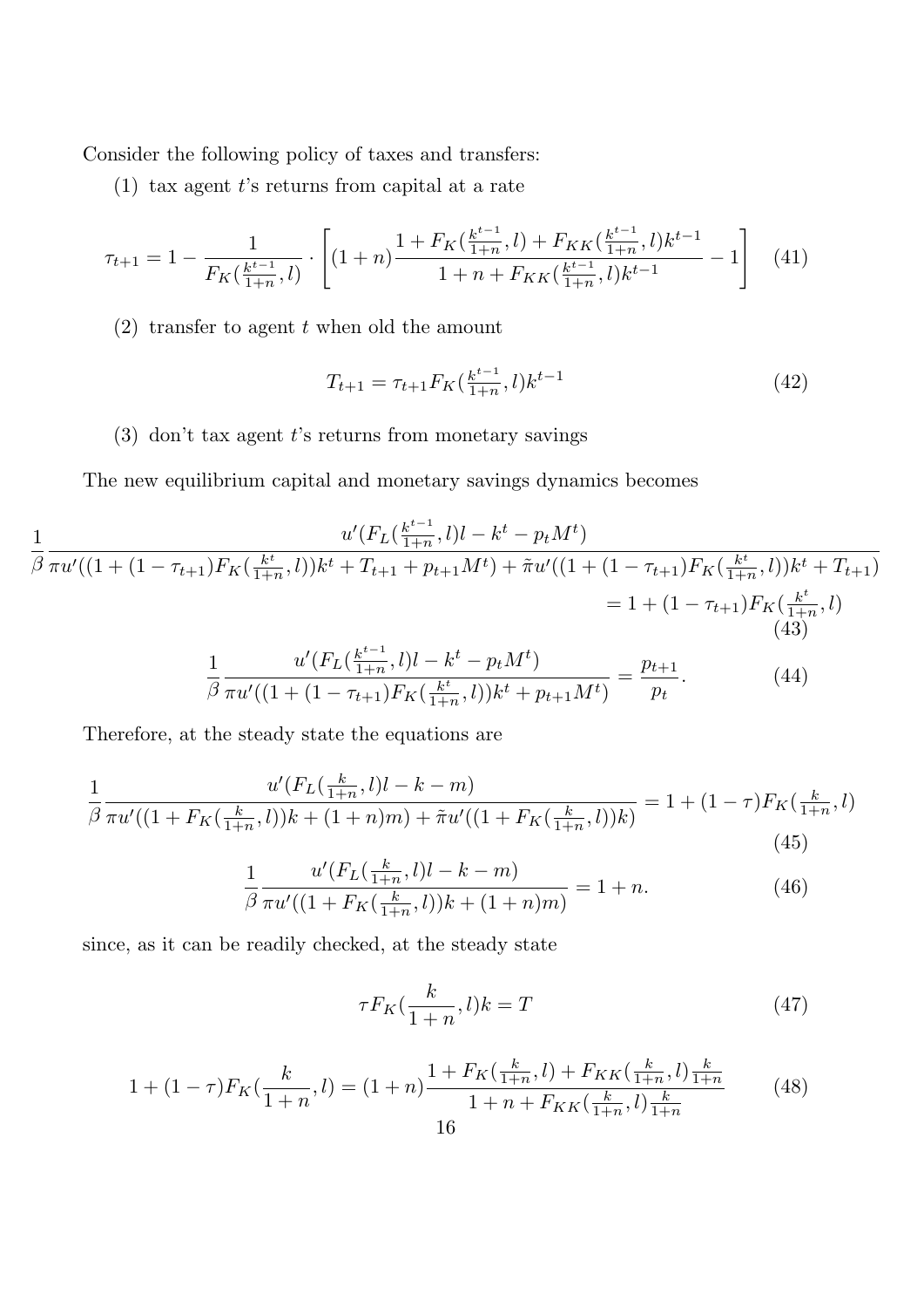Consider the following policy of taxes and transfers:

(1) tax agent $t$'s returns from capital at a rate

$$\tau_{t+1} = 1 - \frac{1}{F_K(\frac{k^{t-1}}{1+n}, l)} \cdot \left[ (1+n) \frac{1 + F_K(\frac{k^{t-1}}{1+n}, l) + F_{KK}(\frac{k^{t-1}}{1+n}, l) k^{t-1}}{1 + n + F_{KK}(\frac{k^{t-1}}{1+n}, l) k^{t-1}} - 1 \right] \tag{41}$$

(2) transfer to agent $t$ when old the amount

$$T_{t+1} = \tau_{t+1} F_K(\frac{k^{t-1}}{1+n}, l) k^{t-1} \tag{42}$$

(3) don't tax agent $t$'s returns from monetary savings

The new equilibrium capital and monetary savings dynamics becomes

$$\frac{1}{\beta} \frac{u'(F_L(\frac{k^{t-1}}{1+n}, l)l - k^t - p_t M^t)}{\pi u'((1 + (1-\tau_{t+1}) F_K(\frac{k^t}{1+n}, l))k^t + T_{t+1} + p_{t+1} M^t) + \tilde{\pi} u'((1 + (1-\tau_{t+1}) F_K(\frac{k^t}{1+n}, l))k^t + T_{t+1})} = 1 + (1-\tau_{t+1}) F_K(\frac{k^t}{1+n}, l) \tag{43}$$

$$\frac{1}{\beta} \frac{u'(F_L(\frac{k^{t-1}}{1+n}, l)l - k^t - p_t M^t)}{\pi u'((1 + (1-\tau_{t+1}) F_K(\frac{k^t}{1+n}, l))k^t + p_{t+1} M^t)} = \frac{p_{t+1}}{p_t}. \tag{44}$$

Therefore, at the steady state the equations are

$$\frac{1}{\beta} \frac{u'(F_L(\frac{k}{1+n}, l)l - k - m)}{\pi u'((1 + F_K(\frac{k}{1+n}, l))k + (1+n)m) + \tilde{\pi} u'((1 + F_K(\frac{k}{1+n}, l))k)} = 1 + (1-\tau) F_K(\frac{k}{1+n}, l) \tag{45}$$

$$\frac{1}{\beta} \frac{u'(F_L(\frac{k}{1+n}, l)l - k - m)}{\pi u'((1 + F_K(\frac{k}{1+n}, l))k + (1+n)m)} = 1 + n. \tag{46}$$

since, as it can be readily checked, at the steady state

$$\tau F_K(\frac{k}{1+n}, l) k = T \tag{47}$$

$$1 + (1-\tau) F_K(\frac{k}{1+n}, l) = (1+n) \frac{1 + F_K(\frac{k}{1+n}, l) + F_{KK}(\frac{k}{1+n}, l) \frac{k}{1+n}}{1 + n + F_{KK}(\frac{k}{1+n}, l) \frac{k}{1+n}} \tag{48}$$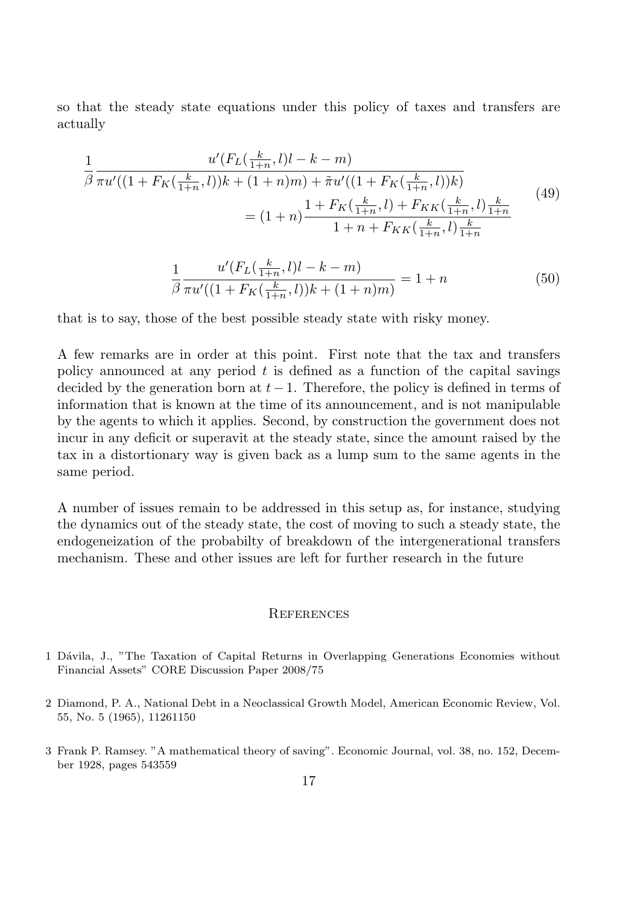so that the steady state equations under this policy of taxes and transfers are actually

$$
\begin{aligned}
\frac{1}{\beta}\frac{u'(F_L(\frac{k}{1+n},l)l-k-m)}{\pi u'((1+F_K(\frac{k}{1+n},l))k+(1+n)m)+\tilde{\pi}u'((1+F_K(\frac{k}{1+n},l))k)} \\
=(1+n)\frac{1+F_K(\frac{k}{1+n},l)+F_{KK}(\frac{k}{1+n},l)\frac{k}{1+n}}{1+n+F_{KK}(\frac{k}{1+n},l)\frac{k}{1+n}}
\end{aligned}
\tag{49}
$$

$$
\frac{1}{\beta}\frac{u'(F_L(\frac{k}{1+n},l)l-k-m)}{\pi u'((1+F_K(\frac{k}{1+n},l))k+(1+n)m)}=1+n \tag{50}
$$

that is to say, those of the best possible steady state with risky money.

A few remarks are in order at this point. First note that the tax and transfers policy announced at any period $t$ is defined as a function of the capital savings decided by the generation born at $t-1$. Therefore, the policy is defined in terms of information that is known at the time of its announcement, and is not manipulable by the agents to which it applies. Second, by construction the government does not incur in any deficit or superavit at the steady state, since the amount raised by the tax in a distortionary way is given back as a lump sum to the same agents in the same period.

A number of issues remain to be addressed in this setup as, for instance, studying the dynamics out of the steady state, the cost of moving to such a steady state, the endogeneization of the probabilty of breakdown of the intergenerational transfers mechanism. These and other issues are left for further research in the future

## References

1 Dávila, J., "The Taxation of Capital Returns in Overlapping Generations Economies without Financial Assets" CORE Discussion Paper 2008/75

2 Diamond, P. A., National Debt in a Neoclassical Growth Model, American Economic Review, Vol. 55, No. 5 (1965), 11261150

3 Frank P. Ramsey. "A mathematical theory of saving". Economic Journal, vol. 38, no. 152, December 1928, pages 543559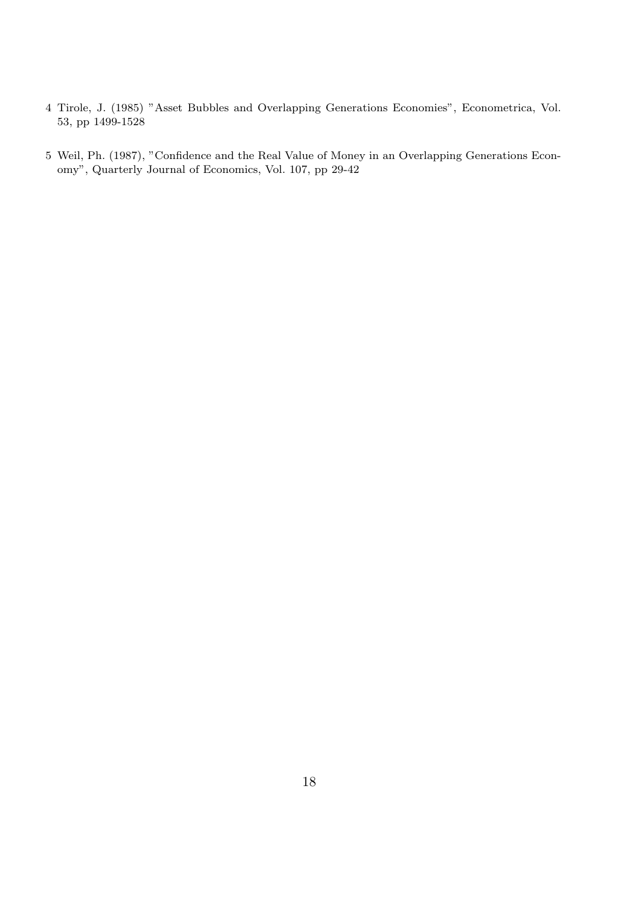4 Tirole, J. (1985) "Asset Bubbles and Overlapping Generations Economies", Econometrica, Vol. 53, pp 1499-1528

5 Weil, Ph. (1987), "Confidence and the Real Value of Money in an Overlapping Generations Economy", Quarterly Journal of Economics, Vol. 107, pp 29-42